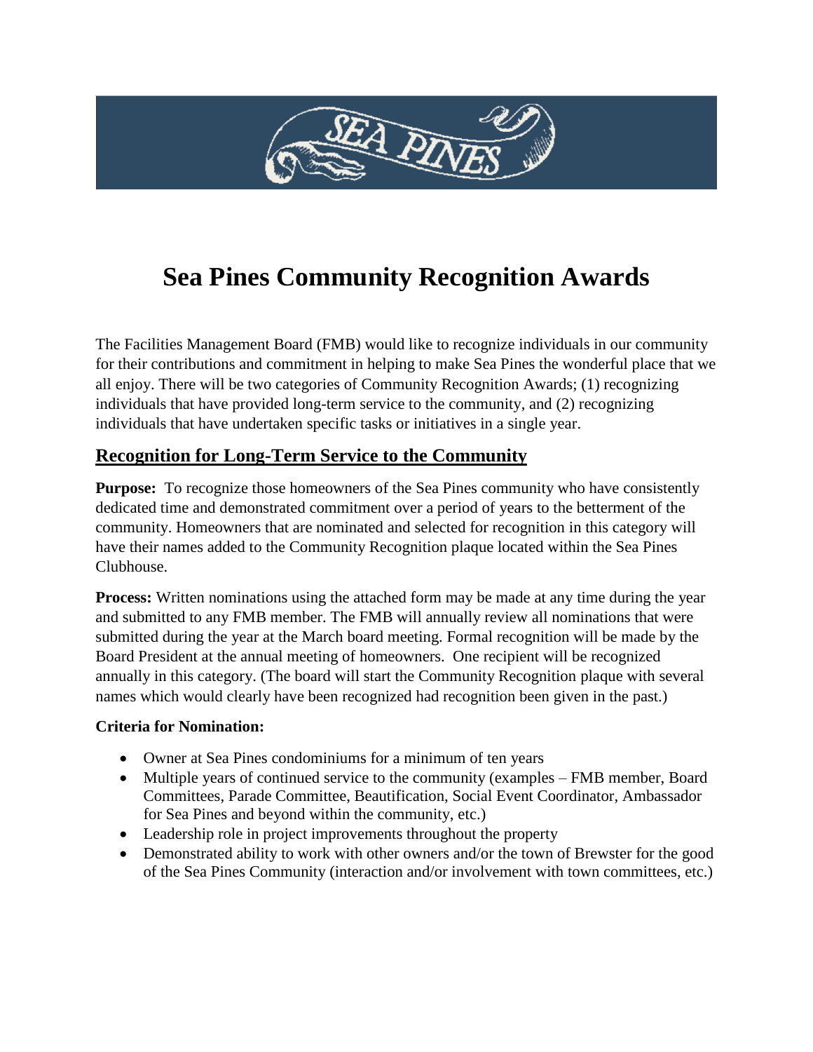# Sea Pines Community Recognition Awards

The Facilities Management Board (FMB) would like to recognize individuals in our community for their contributions and commitment in helping to make Sea Pines the wonderful place that we all enjoy. There will be two categories of Community Recognition Awards; (1) recognizing individuals that have provided long-term service to the community, and (2) recognizing individuals that have undertaken specific tasks or initiatives in a single year.

## Recognition for Long-Term Service to the Community

**Purpose:** To recognize those homeowners of the Sea Pines community who have consistently dedicated time and demonstrated commitment over a period of years to the betterment of the community. Homeowners that are nominated and selected for recognition in this category will have their names added to the Community Recognition plaque located within the Sea Pines Clubhouse.

**Process:** Written nominations using the attached form may be made at any time during the year and submitted to any FMB member. The FMB will annually review all nominations that were submitted during the year at the March board meeting. Formal recognition will be made by the Board President at the annual meeting of homeowners. One recipient will be recognized annually in this category. (The board will start the Community Recognition plaque with several names which would clearly have been recognized had recognition been given in the past.)

**Criteria for Nomination:**

- Owner at Sea Pines condominiums for a minimum of ten years
- Multiple years of continued service to the community (examples – FMB member, Board Committees, Parade Committee, Beautification, Social Event Coordinator, Ambassador for Sea Pines and beyond within the community, etc.)
- Leadership role in project improvements throughout the property
- Demonstrated ability to work with other owners and/or the town of Brewster for the good of the Sea Pines Community (interaction and/or involvement with town committees, etc.)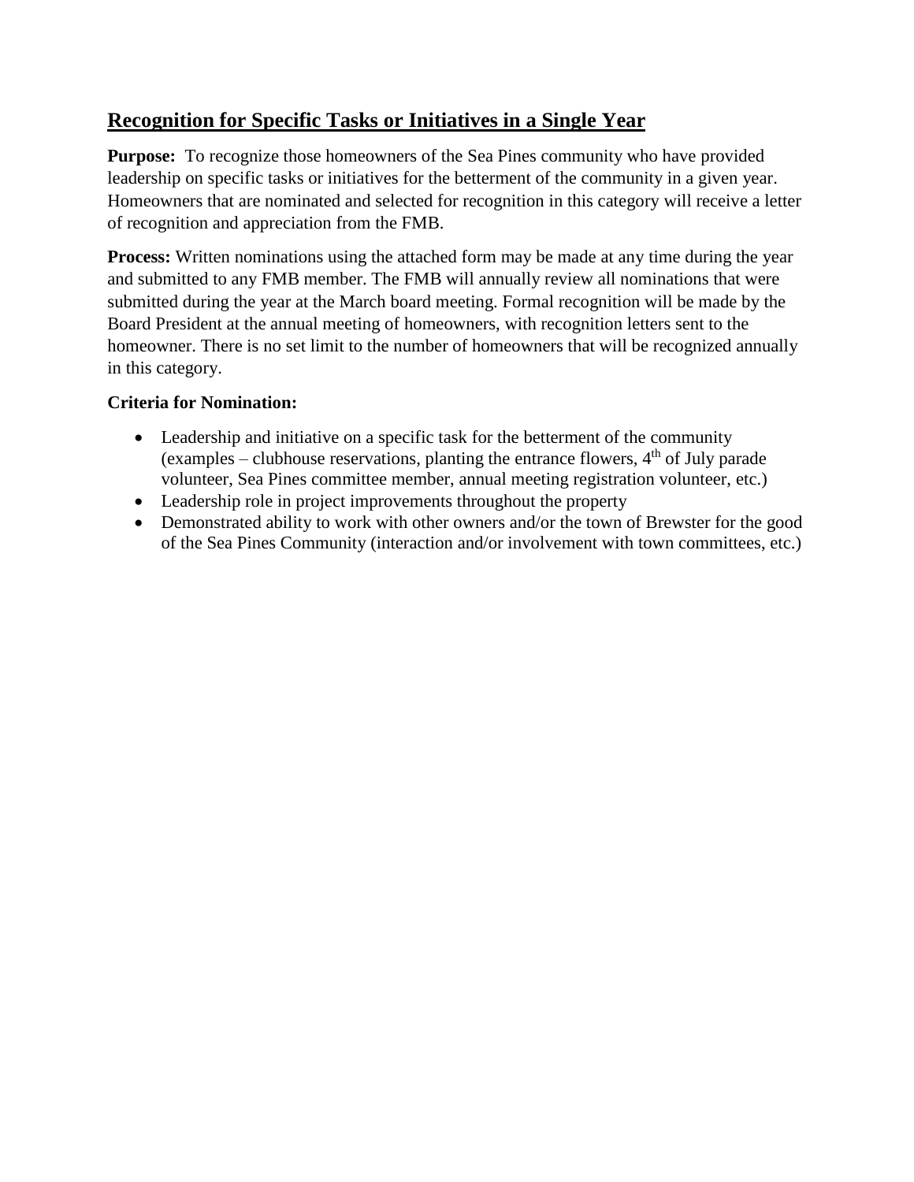## Recognition for Specific Tasks or Initiatives in a Single Year

**Purpose:** To recognize those homeowners of the Sea Pines community who have provided leadership on specific tasks or initiatives for the betterment of the community in a given year. Homeowners that are nominated and selected for recognition in this category will receive a letter of recognition and appreciation from the FMB.

**Process:** Written nominations using the attached form may be made at any time during the year and submitted to any FMB member. The FMB will annually review all nominations that were submitted during the year at the March board meeting. Formal recognition will be made by the Board President at the annual meeting of homeowners, with recognition letters sent to the homeowner. There is no set limit to the number of homeowners that will be recognized annually in this category.

**Criteria for Nomination:**

- Leadership and initiative on a specific task for the betterment of the community (examples – clubhouse reservations, planting the entrance flowers, 4th of July parade volunteer, Sea Pines committee member, annual meeting registration volunteer, etc.)
- Leadership role in project improvements throughout the property
- Demonstrated ability to work with other owners and/or the town of Brewster for the good of the Sea Pines Community (interaction and/or involvement with town committees, etc.)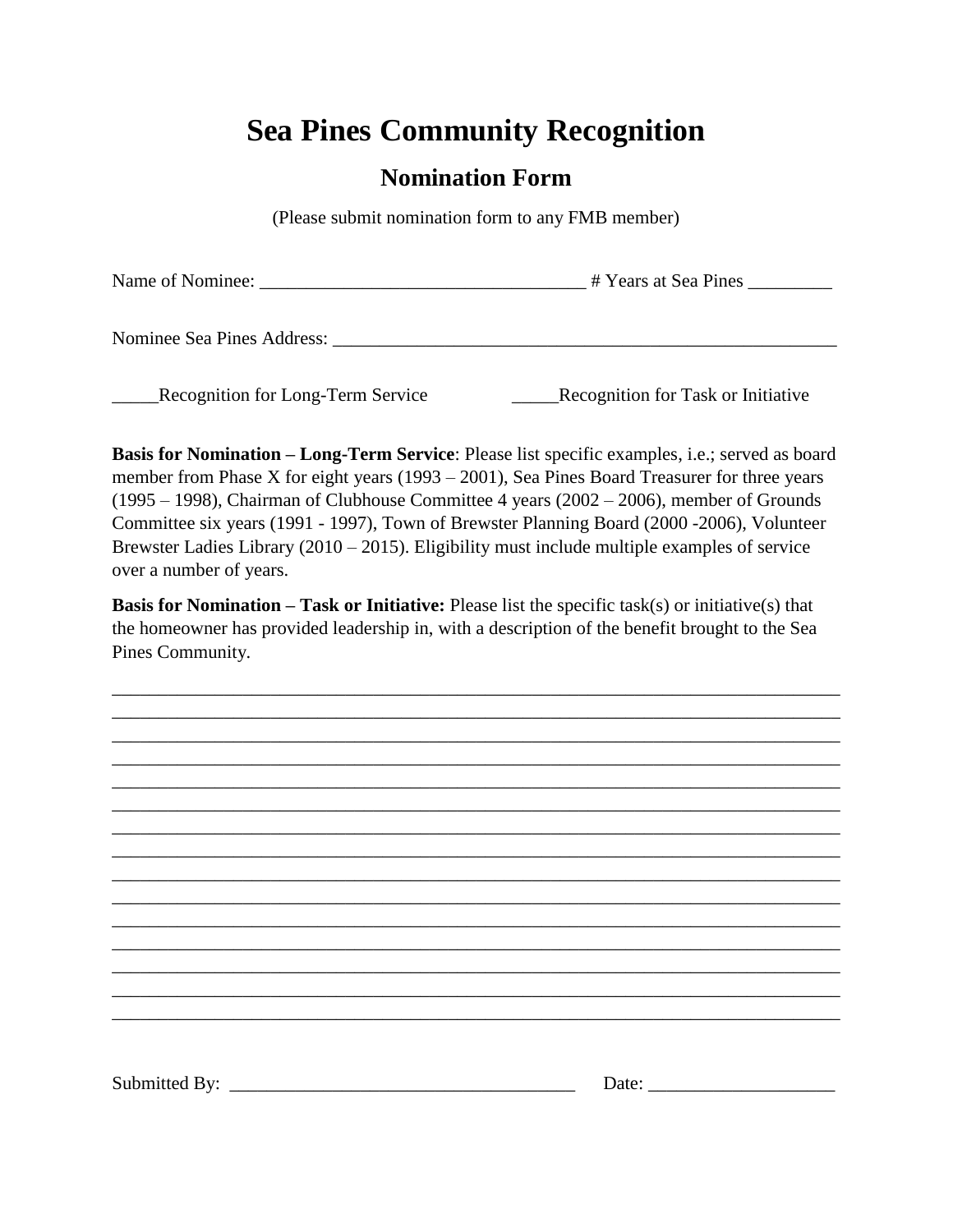# Sea Pines Community Recognition

## Nomination Form

(Please submit nomination form to any FMB member)

Name of Nominee: ___________________________________ # Years at Sea Pines _________

Nominee Sea Pines Address: _______________________________________________________

_____Recognition for Long-Term Service _____Recognition for Task or Initiative

**Basis for Nomination – Long-Term Service**: Please list specific examples, i.e.; served as board member from Phase X for eight years (1993 – 2001), Sea Pines Board Treasurer for three years (1995 – 1998), Chairman of Clubhouse Committee 4 years (2002 – 2006), member of Grounds Committee six years (1991 - 1997), Town of Brewster Planning Board (2000 -2006), Volunteer Brewster Ladies Library (2010 – 2015). Eligibility must include multiple examples of service over a number of years.

**Basis for Nomination – Task or Initiative:** Please list the specific task(s) or initiative(s) that the homeowner has provided leadership in, with a description of the benefit brought to the Sea Pines Community.

________________________________________________________________________________
________________________________________________________________________________
________________________________________________________________________________
________________________________________________________________________________
________________________________________________________________________________
________________________________________________________________________________
________________________________________________________________________________
________________________________________________________________________________
________________________________________________________________________________
________________________________________________________________________________
________________________________________________________________________________
________________________________________________________________________________
________________________________________________________________________________
________________________________________________________________________________
________________________________________________________________________________

Submitted By: _____________________________________ Date: ____________________